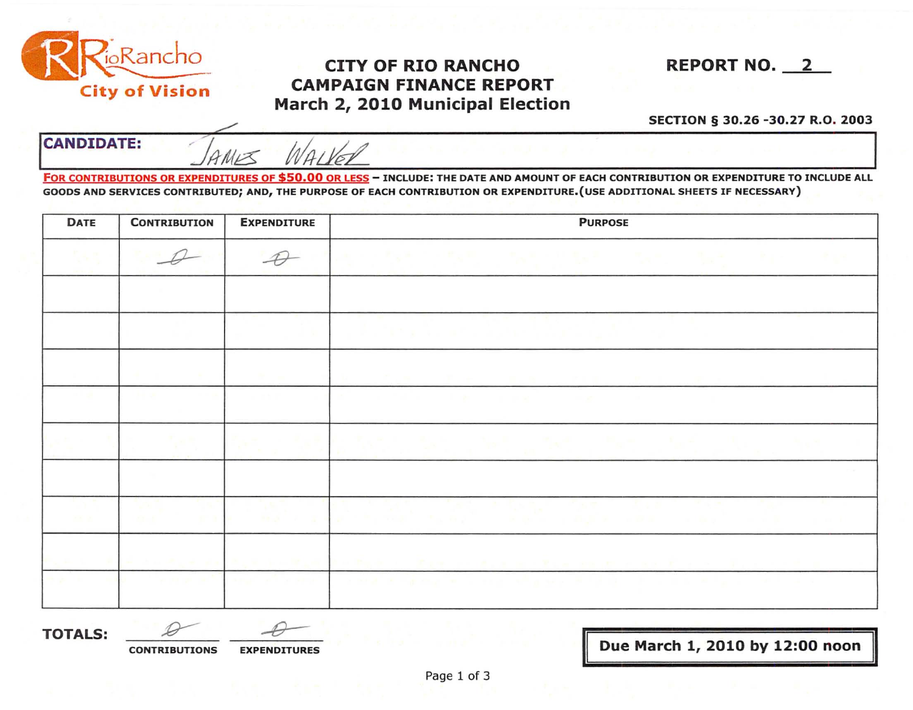RioRancho City of Vision

# CITY OF RIO RANCHO CAMPAIGN FINANCE REPORT
## March 2, 2010 Municipal Election

**REPORT NO. 2**

**SECTION § 30.26 -30.27 R.O. 2003**

**CANDIDATE:** JAMES WALKER

**FOR CONTRIBUTIONS OR EXPENDITURES OF $50.00 OR LESS – INCLUDE: THE DATE AND AMOUNT OF EACH CONTRIBUTION OR EXPENDITURE TO INCLUDE ALL GOODS AND SERVICES CONTRIBUTED; AND, THE PURPOSE OF EACH CONTRIBUTION OR EXPENDITURE. (USE ADDITIONAL SHEETS IF NECESSARY)**

| DATE | CONTRIBUTION | EXPENDITURE | PURPOSE |
|---|---|---|---|
| | 0 | 0 | |
| | | | |
| | | | |
| | | | |
| | | | |
| | | | |
| | | | |
| | | | |
| | | | |
| | | | |

**TOTALS:** 0 CONTRIBUTIONS 0 EXPENDITURES

**Due March 1, 2010 by 12:00 noon**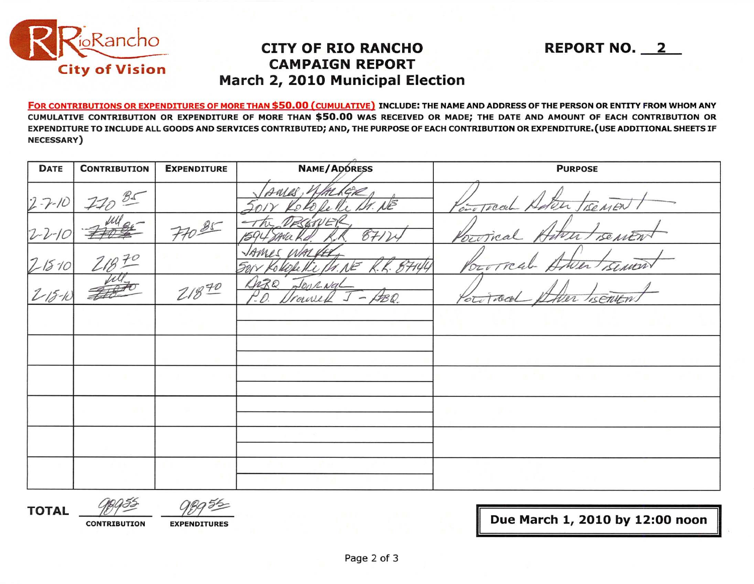RioRancho City of Vision

# CITY OF RIO RANCHO CAMPAIGN REPORT March 2, 2010 Municipal Election

**REPORT NO. 2**

**FOR CONTRIBUTIONS OR EXPENDITURES OF MORE THAN $50.00 (CUMULATIVE) INCLUDE: THE NAME AND ADDRESS OF THE PERSON OR ENTITY FROM WHOM ANY CUMULATIVE CONTRIBUTION OR EXPENDITURE OF MORE THAN $50.00 WAS RECEIVED OR MADE; THE DATE AND AMOUNT OF EACH CONTRIBUTION OR EXPENDITURE TO INCLUDE ALL GOODS AND SERVICES CONTRIBUTED; AND, THE PURPOSE OF EACH CONTRIBUTION OR EXPENDITURE. (USE ADDITIONAL SHEETS IF NECESSARY)**

| DATE | CONTRIBUTION | EXPENDITURE | NAME/ADDRESS | PURPOSE |
|---|---|---|---|---|
| 2-7-10 | 770.85 | | James Walker<br>5014 Kokopelli Dr. NE | Political Advertisement |
| 2-2-10 | ~~770.85~~ | 770.85 | The Observer<br>1594 Sara Rd. R.R. 87124 | Political Advertisement |
| 2-15-10 | 218.70 | | James Walker<br>5014 Kokopelli Dr. NE R.R. 87144 | Political Advertisement |
| 2-15-10 | ~~218.70~~ | 218.70 | ABQ Journal<br>P.O. Drawer J - ABQ. | Political Advertisement |
| | | | | |
| | | | | |
| | | | | |
| | | | | |
| | | | | |
| | | | | |

**TOTAL** 989.55 (CONTRIBUTION) 989.55 (EXPENDITURES)

**Due March 1, 2010 by 12:00 noon**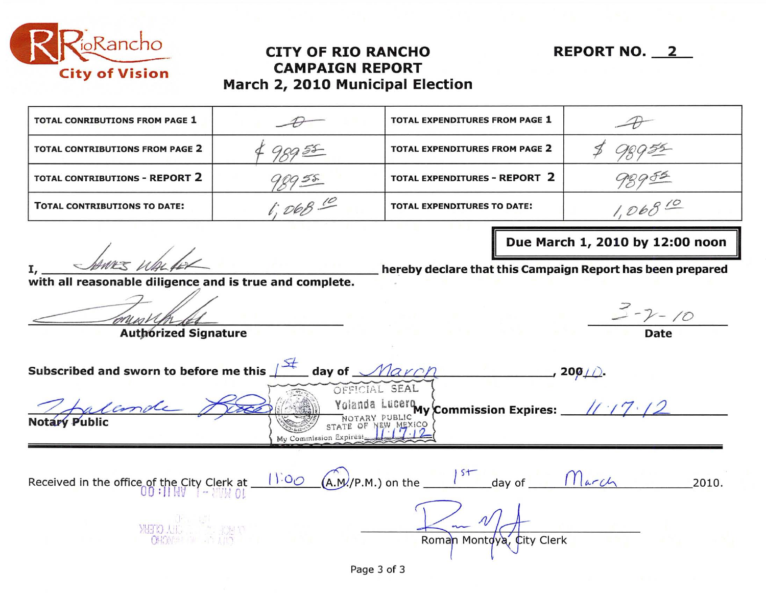RioRancho City of Vision

# CITY OF RIO RANCHO CAMPAIGN REPORT

## March 2, 2010 Municipal Election

**REPORT NO. 2**

| | | | |
|---|---|---|---|
| **TOTAL CONRIBUTIONS FROM PAGE 1** | -0- | **TOTAL EXPENDITURES FROM PAGE 1** | -0- |
| **TOTAL CONTRIBUTIONS FROM PAGE 2** | $ 989.55 | **TOTAL EXPENDITURES FROM PAGE 2** | $ 989.55 |
| **TOTAL CONTRIBUTIONS - REPORT 2** | 989.55 | **TOTAL EXPENDITURES - REPORT 2** | 989.55 |
| **TOTAL CONTRIBUTIONS TO DATE:** | 1,068.10 | **TOTAL EXPENDITURES TO DATE:** | 1,068.10 |

**Due March 1, 2010 by 12:00 noon**

**I,** James Walker **hereby declare that this Campaign Report has been prepared with all reasonable diligence and is true and complete.**

[Signature]
**Authorized Signature**

3-1-10
**Date**

**Subscribed and sworn to before me this** 1st **day of** March**, 20**10.

Yolanda Lucero [Signature]
**Notary Public**

OFFICIAL SEAL
Yolanda Lucero
NOTARY PUBLIC
STATE OF NEW MEXICO
My Commission Expires: 11-17-12

**My Commission Expires:** 11-17-12

Received in the office of the City Clerk at 11:00 (A.M./P.M.) on the 1st day of March 2010.

10 MAR -1 AM 11:00

[Signature]
Roman Montoya, City Clerk